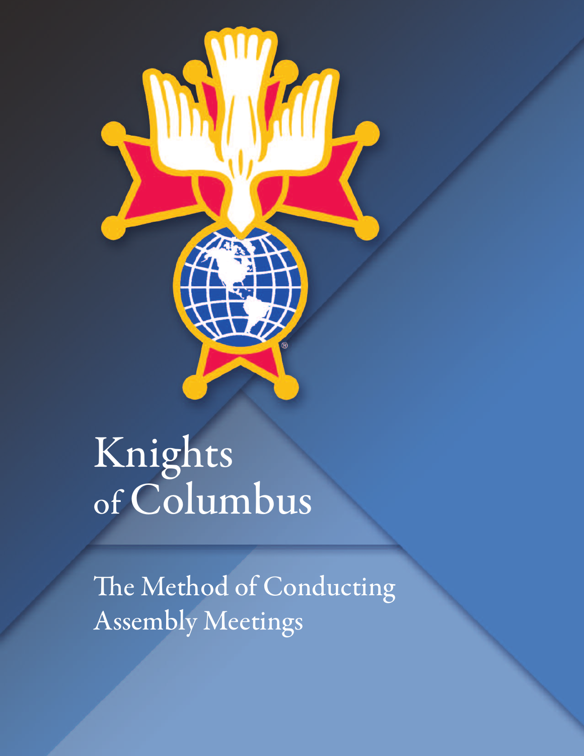# Knights of Columbus

## The Method of Conducting Assembly Meetings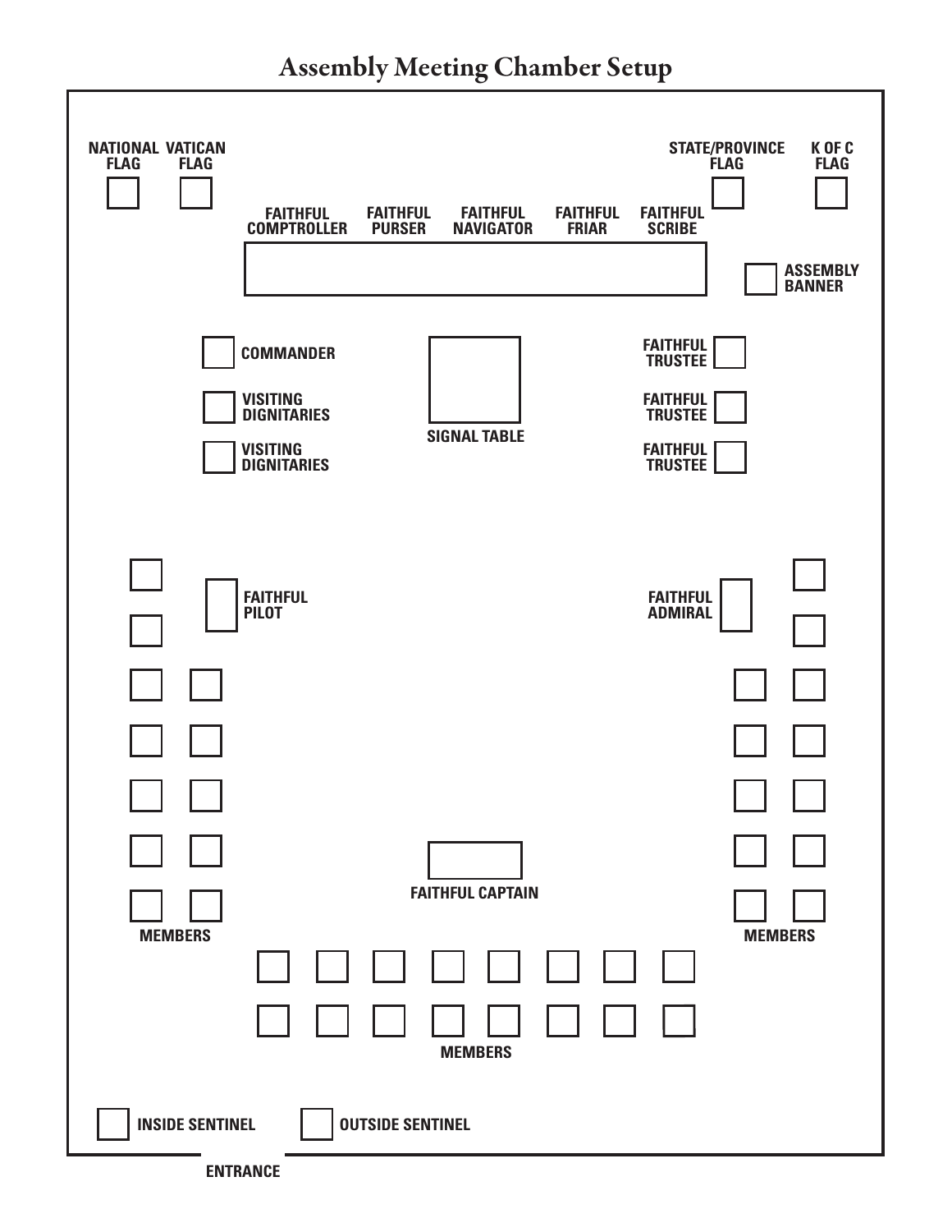# Assembly Meeting Chamber Setup

NATIONAL FLAG

VATICAN FLAG

STATE/PROVINCE FLAG

K OF C FLAG

FAITHFUL COMPTROLLER

FAITHFUL PURSER

FAITHFUL NAVIGATOR

FAITHFUL FRIAR

FAITHFUL SCRIBE

ASSEMBLY BANNER

COMMANDER

VISITING DIGNITARIES

VISITING DIGNITARIES

SIGNAL TABLE

FAITHFUL TRUSTEE

FAITHFUL TRUSTEE

FAITHFUL TRUSTEE

FAITHFUL PILOT

FAITHFUL ADMIRAL

FAITHFUL CAPTAIN

MEMBERS

MEMBERS

MEMBERS

INSIDE SENTINEL

OUTSIDE SENTINEL

ENTRANCE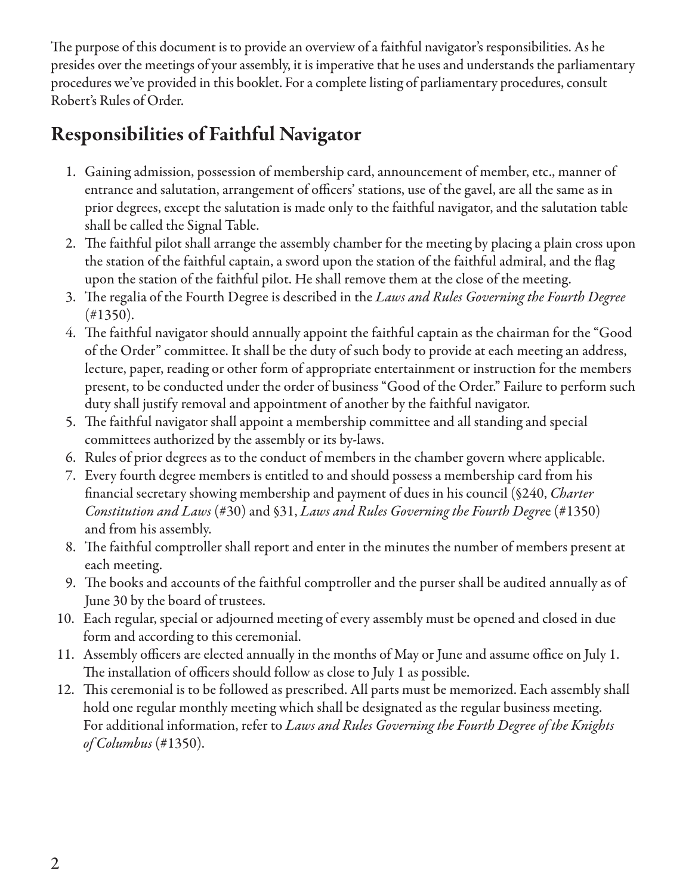The purpose of this document is to provide an overview of a faithful navigator's responsibilities. As he presides over the meetings of your assembly, it is imperative that he uses and understands the parliamentary procedures we've provided in this booklet. For a complete listing of parliamentary procedures, consult Robert's Rules of Order.

## Responsibilities of Faithful Navigator

1. Gaining admission, possession of membership card, announcement of member, etc., manner of entrance and salutation, arrangement of officers' stations, use of the gavel, are all the same as in prior degrees, except the salutation is made only to the faithful navigator, and the salutation table shall be called the Signal Table.
2. The faithful pilot shall arrange the assembly chamber for the meeting by placing a plain cross upon the station of the faithful captain, a sword upon the station of the faithful admiral, and the flag upon the station of the faithful pilot. He shall remove them at the close of the meeting.
3. The regalia of the Fourth Degree is described in the *Laws and Rules Governing the Fourth Degree* (#1350).
4. The faithful navigator should annually appoint the faithful captain as the chairman for the "Good of the Order" committee. It shall be the duty of such body to provide at each meeting an address, lecture, paper, reading or other form of appropriate entertainment or instruction for the members present, to be conducted under the order of business "Good of the Order." Failure to perform such duty shall justify removal and appointment of another by the faithful navigator.
5. The faithful navigator shall appoint a membership committee and all standing and special committees authorized by the assembly or its by-laws.
6. Rules of prior degrees as to the conduct of members in the chamber govern where applicable.
7. Every fourth degree members is entitled to and should possess a membership card from his financial secretary showing membership and payment of dues in his council (§240, *Charter Constitution and Laws* (#30) and §31, *Laws and Rules Governing the Fourth Degre*e (#1350) and from his assembly.
8. The faithful comptroller shall report and enter in the minutes the number of members present at each meeting.
9. The books and accounts of the faithful comptroller and the purser shall be audited annually as of June 30 by the board of trustees.
10. Each regular, special or adjourned meeting of every assembly must be opened and closed in due form and according to this ceremonial.
11. Assembly officers are elected annually in the months of May or June and assume office on July 1. The installation of officers should follow as close to July 1 as possible.
12. This ceremonial is to be followed as prescribed. All parts must be memorized. Each assembly shall hold one regular monthly meeting which shall be designated as the regular business meeting. For additional information, refer to *Laws and Rules Governing the Fourth Degree of the Knights of Columbus* (#1350).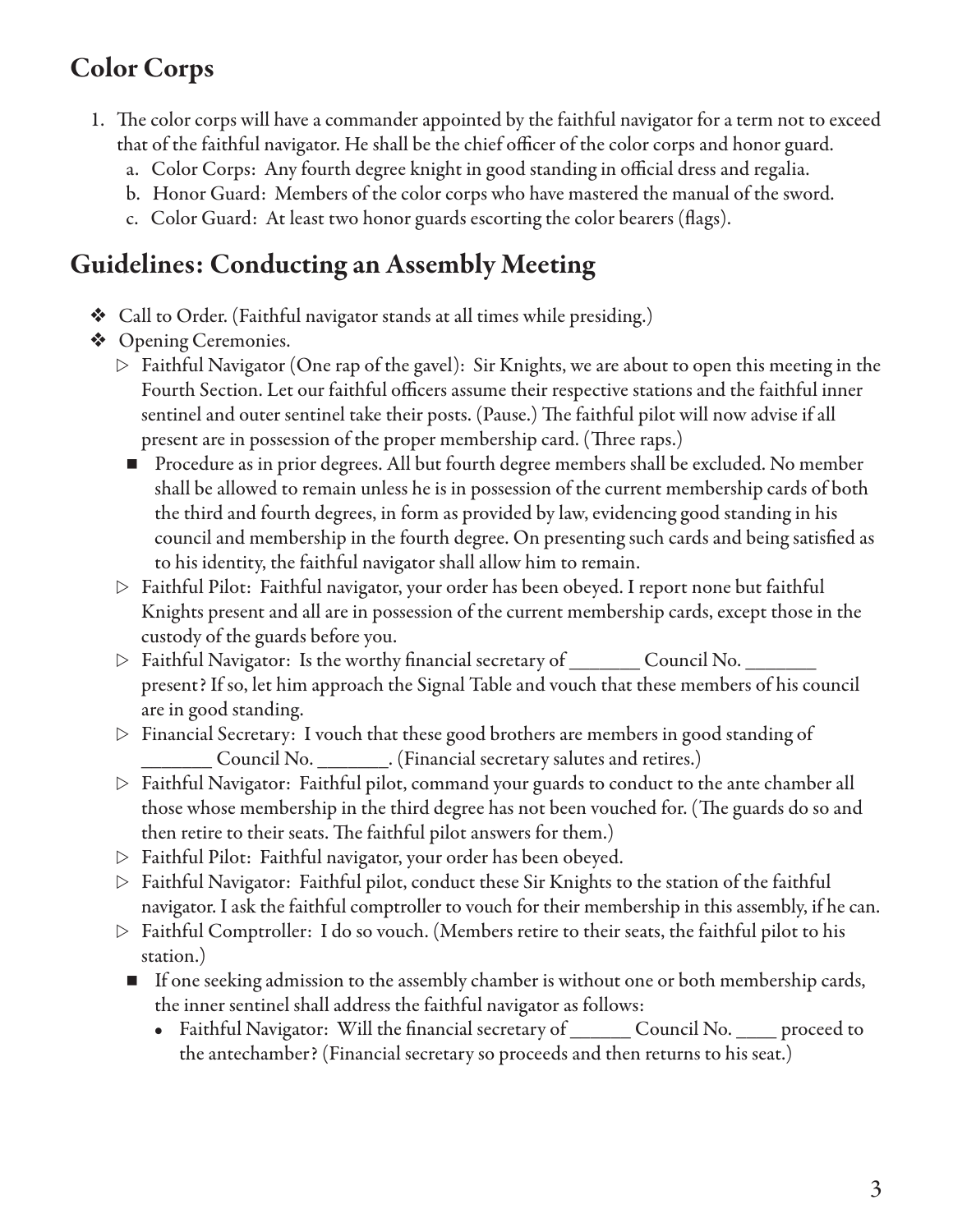## Color Corps

1. The color corps will have a commander appointed by the faithful navigator for a term not to exceed that of the faithful navigator. He shall be the chief officer of the color corps and honor guard.
   a. Color Corps: Any fourth degree knight in good standing in official dress and regalia.
   b. Honor Guard: Members of the color corps who have mastered the manual of the sword.
   c. Color Guard: At least two honor guards escorting the color bearers (flags).

## Guidelines: Conducting an Assembly Meeting

- Call to Order. (Faithful navigator stands at all times while presiding.)
- Opening Ceremonies.
  - Faithful Navigator (One rap of the gavel): Sir Knights, we are about to open this meeting in the Fourth Section. Let our faithful officers assume their respective stations and the faithful inner sentinel and outer sentinel take their posts. (Pause.) The faithful pilot will now advise if all present are in possession of the proper membership card. (Three raps.)
    - Procedure as in prior degrees. All but fourth degree members shall be excluded. No member shall be allowed to remain unless he is in possession of the current membership cards of both the third and fourth degrees, in form as provided by law, evidencing good standing in his council and membership in the fourth degree. On presenting such cards and being satisfied as to his identity, the faithful navigator shall allow him to remain.
  - Faithful Pilot: Faithful navigator, your order has been obeyed. I report none but faithful Knights present and all are in possession of the current membership cards, except those in the custody of the guards before you.
  - Faithful Navigator: Is the worthy financial secretary of _______ Council No. _______ present? If so, let him approach the Signal Table and vouch that these members of his council are in good standing.
  - Financial Secretary: I vouch that these good brothers are members in good standing of _______ Council No. _______. (Financial secretary salutes and retires.)
  - Faithful Navigator: Faithful pilot, command your guards to conduct to the ante chamber all those whose membership in the third degree has not been vouched for. (The guards do so and then retire to their seats. The faithful pilot answers for them.)
  - Faithful Pilot: Faithful navigator, your order has been obeyed.
  - Faithful Navigator: Faithful pilot, conduct these Sir Knights to the station of the faithful navigator. I ask the faithful comptroller to vouch for their membership in this assembly, if he can.
  - Faithful Comptroller: I do so vouch. (Members retire to their seats, the faithful pilot to his station.)
    - If one seeking admission to the assembly chamber is without one or both membership cards, the inner sentinel shall address the faithful navigator as follows:
      - Faithful Navigator: Will the financial secretary of ______ Council No. ____ proceed to the antechamber? (Financial secretary so proceeds and then returns to his seat.)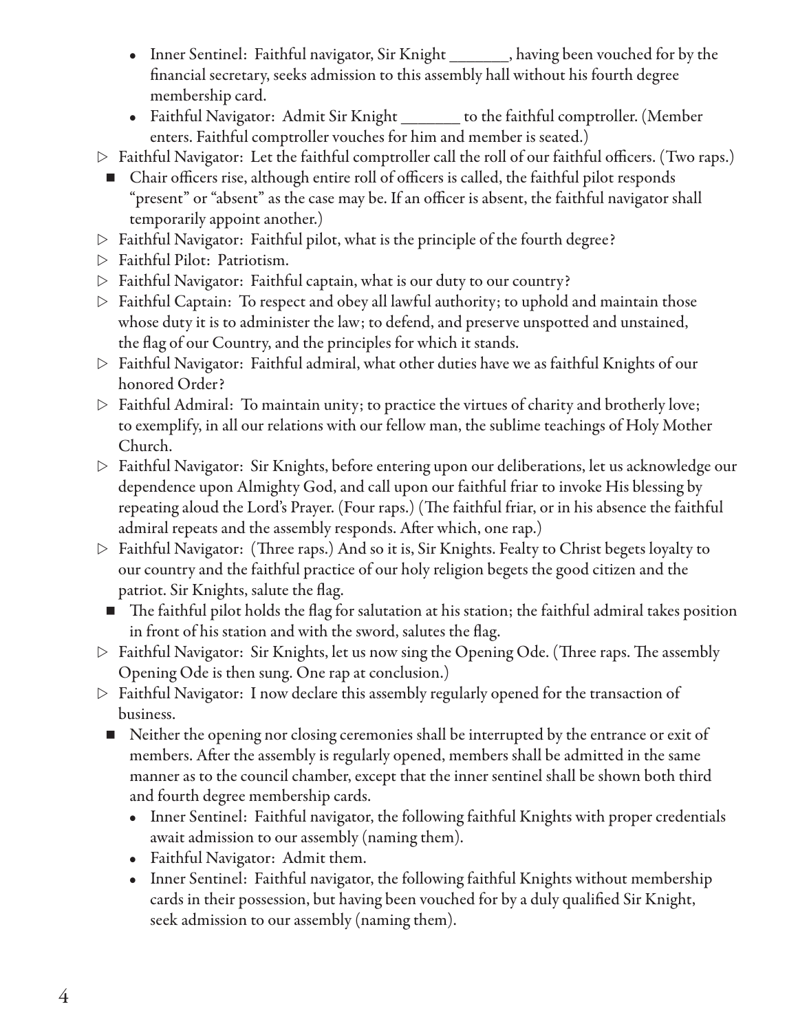- Inner Sentinel: Faithful navigator, Sir Knight _______, having been vouched for by the financial secretary, seeks admission to this assembly hall without his fourth degree membership card.
- Faithful Navigator: Admit Sir Knight _______ to the faithful comptroller. (Member enters. Faithful comptroller vouches for him and member is seated.)

▷ Faithful Navigator: Let the faithful comptroller call the roll of our faithful officers. (Two raps.)

■ Chair officers rise, although entire roll of officers is called, the faithful pilot responds "present" or "absent" as the case may be. If an officer is absent, the faithful navigator shall temporarily appoint another.)

▷ Faithful Navigator: Faithful pilot, what is the principle of the fourth degree?

▷ Faithful Pilot: Patriotism.

▷ Faithful Navigator: Faithful captain, what is our duty to our country?

▷ Faithful Captain: To respect and obey all lawful authority; to uphold and maintain those whose duty it is to administer the law; to defend, and preserve unspotted and unstained, the flag of our Country, and the principles for which it stands.

▷ Faithful Navigator: Faithful admiral, what other duties have we as faithful Knights of our honored Order?

▷ Faithful Admiral: To maintain unity; to practice the virtues of charity and brotherly love; to exemplify, in all our relations with our fellow man, the sublime teachings of Holy Mother Church.

▷ Faithful Navigator: Sir Knights, before entering upon our deliberations, let us acknowledge our dependence upon Almighty God, and call upon our faithful friar to invoke His blessing by repeating aloud the Lord's Prayer. (Four raps.) (The faithful friar, or in his absence the faithful admiral repeats and the assembly responds. After which, one rap.)

▷ Faithful Navigator: (Three raps.) And so it is, Sir Knights. Fealty to Christ begets loyalty to our country and the faithful practice of our holy religion begets the good citizen and the patriot. Sir Knights, salute the flag.

■ The faithful pilot holds the flag for salutation at his station; the faithful admiral takes position in front of his station and with the sword, salutes the flag.

▷ Faithful Navigator: Sir Knights, let us now sing the Opening Ode. (Three raps. The assembly Opening Ode is then sung. One rap at conclusion.)

▷ Faithful Navigator: I now declare this assembly regularly opened for the transaction of business.

■ Neither the opening nor closing ceremonies shall be interrupted by the entrance or exit of members. After the assembly is regularly opened, members shall be admitted in the same manner as to the council chamber, except that the inner sentinel shall be shown both third and fourth degree membership cards.

- Inner Sentinel: Faithful navigator, the following faithful Knights with proper credentials await admission to our assembly (naming them).
- Faithful Navigator: Admit them.
- Inner Sentinel: Faithful navigator, the following faithful Knights without membership cards in their possession, but having been vouched for by a duly qualified Sir Knight, seek admission to our assembly (naming them).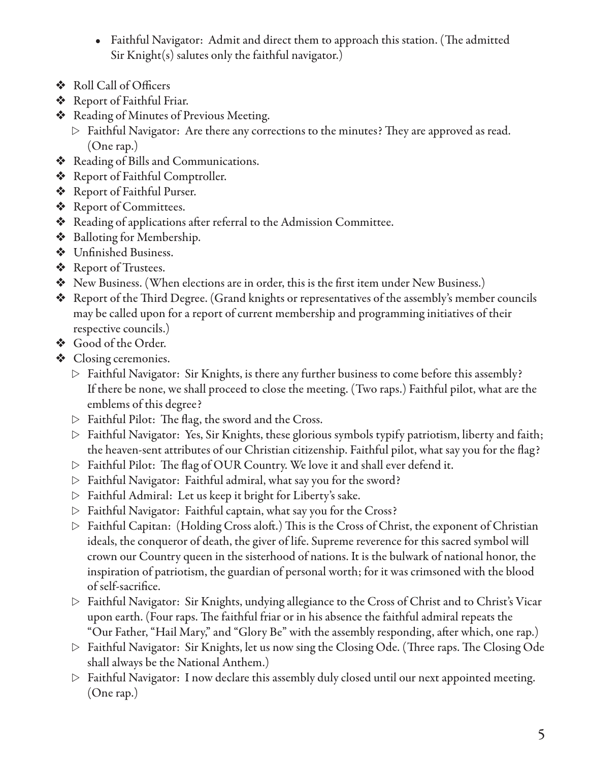- Faithful Navigator: Admit and direct them to approach this station. (The admitted Sir Knight(s) salutes only the faithful navigator.)

- ❖ Roll Call of Officers
- ❖ Report of Faithful Friar.
- ❖ Reading of Minutes of Previous Meeting.
  - ▷ Faithful Navigator: Are there any corrections to the minutes? They are approved as read. (One rap.)
- ❖ Reading of Bills and Communications.
- ❖ Report of Faithful Comptroller.
- ❖ Report of Faithful Purser.
- ❖ Report of Committees.
- ❖ Reading of applications after referral to the Admission Committee.
- ❖ Balloting for Membership.
- ❖ Unfinished Business.
- ❖ Report of Trustees.
- ❖ New Business. (When elections are in order, this is the first item under New Business.)
- ❖ Report of the Third Degree. (Grand knights or representatives of the assembly's member councils may be called upon for a report of current membership and programming initiatives of their respective councils.)
- ❖ Good of the Order.
- ❖ Closing ceremonies.
  - ▷ Faithful Navigator: Sir Knights, is there any further business to come before this assembly? If there be none, we shall proceed to close the meeting. (Two raps.) Faithful pilot, what are the emblems of this degree?
  - ▷ Faithful Pilot: The flag, the sword and the Cross.
  - ▷ Faithful Navigator: Yes, Sir Knights, these glorious symbols typify patriotism, liberty and faith; the heaven-sent attributes of our Christian citizenship. Faithful pilot, what say you for the flag?
  - ▷ Faithful Pilot: The flag of OUR Country. We love it and shall ever defend it.
  - ▷ Faithful Navigator: Faithful admiral, what say you for the sword?
  - ▷ Faithful Admiral: Let us keep it bright for Liberty's sake.
  - ▷ Faithful Navigator: Faithful captain, what say you for the Cross?
  - ▷ Faithful Capitan: (Holding Cross aloft.) This is the Cross of Christ, the exponent of Christian ideals, the conqueror of death, the giver of life. Supreme reverence for this sacred symbol will crown our Country queen in the sisterhood of nations. It is the bulwark of national honor, the inspiration of patriotism, the guardian of personal worth; for it was crimsoned with the blood of self-sacrifice.
  - ▷ Faithful Navigator: Sir Knights, undying allegiance to the Cross of Christ and to Christ's Vicar upon earth. (Four raps. The faithful friar or in his absence the faithful admiral repeats the "Our Father, "Hail Mary," and "Glory Be" with the assembly responding, after which, one rap.)
  - ▷ Faithful Navigator: Sir Knights, let us now sing the Closing Ode. (Three raps. The Closing Ode shall always be the National Anthem.)
  - ▷ Faithful Navigator: I now declare this assembly duly closed until our next appointed meeting. (One rap.)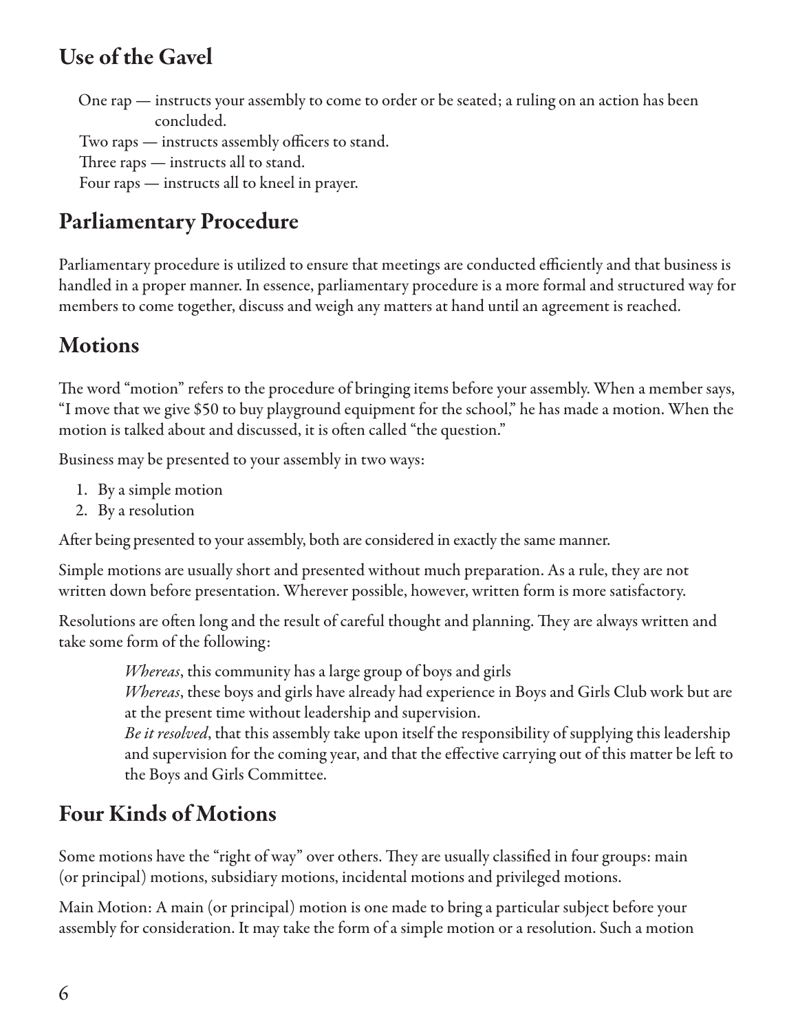## Use of the Gavel

One rap — instructs your assembly to come to order or be seated; a ruling on an action has been concluded.
Two raps — instructs assembly officers to stand.
Three raps — instructs all to stand.
Four raps — instructs all to kneel in prayer.

## Parliamentary Procedure

Parliamentary procedure is utilized to ensure that meetings are conducted efficiently and that business is handled in a proper manner. In essence, parliamentary procedure is a more formal and structured way for members to come together, discuss and weigh any matters at hand until an agreement is reached.

## Motions

The word "motion" refers to the procedure of bringing items before your assembly. When a member says, "I move that we give $50 to buy playground equipment for the school," he has made a motion. When the motion is talked about and discussed, it is often called "the question."

Business may be presented to your assembly in two ways:

1. By a simple motion
2. By a resolution

After being presented to your assembly, both are considered in exactly the same manner.

Simple motions are usually short and presented without much preparation. As a rule, they are not written down before presentation. Wherever possible, however, written form is more satisfactory.

Resolutions are often long and the result of careful thought and planning. They are always written and take some form of the following:

> *Whereas*, this community has a large group of boys and girls
> *Whereas*, these boys and girls have already had experience in Boys and Girls Club work but are at the present time without leadership and supervision.
> *Be it resolved*, that this assembly take upon itself the responsibility of supplying this leadership and supervision for the coming year, and that the effective carrying out of this matter be left to the Boys and Girls Committee.

## Four Kinds of Motions

Some motions have the "right of way" over others. They are usually classified in four groups: main (or principal) motions, subsidiary motions, incidental motions and privileged motions.

Main Motion: A main (or principal) motion is one made to bring a particular subject before your assembly for consideration. It may take the form of a simple motion or a resolution. Such a motion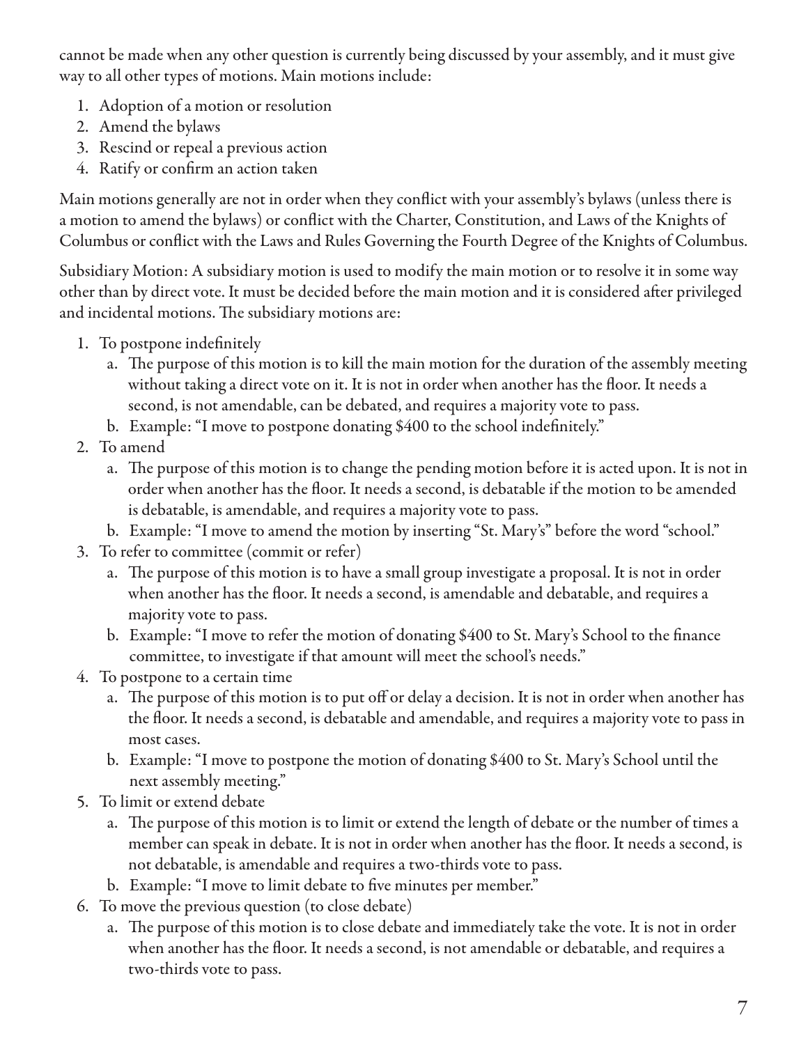cannot be made when any other question is currently being discussed by your assembly, and it must give way to all other types of motions. Main motions include:

1. Adoption of a motion or resolution
2. Amend the bylaws
3. Rescind or repeal a previous action
4. Ratify or confirm an action taken

Main motions generally are not in order when they conflict with your assembly's bylaws (unless there is a motion to amend the bylaws) or conflict with the Charter, Constitution, and Laws of the Knights of Columbus or conflict with the Laws and Rules Governing the Fourth Degree of the Knights of Columbus.

Subsidiary Motion: A subsidiary motion is used to modify the main motion or to resolve it in some way other than by direct vote. It must be decided before the main motion and it is considered after privileged and incidental motions. The subsidiary motions are:

1. To postpone indefinitely
   a. The purpose of this motion is to kill the main motion for the duration of the assembly meeting without taking a direct vote on it. It is not in order when another has the floor. It needs a second, is not amendable, can be debated, and requires a majority vote to pass.
   b. Example: "I move to postpone donating $400 to the school indefinitely."
2. To amend
   a. The purpose of this motion is to change the pending motion before it is acted upon. It is not in order when another has the floor. It needs a second, is debatable if the motion to be amended is debatable, is amendable, and requires a majority vote to pass.
   b. Example: "I move to amend the motion by inserting "St. Mary's" before the word "school."
3. To refer to committee (commit or refer)
   a. The purpose of this motion is to have a small group investigate a proposal. It is not in order when another has the floor. It needs a second, is amendable and debatable, and requires a majority vote to pass.
   b. Example: "I move to refer the motion of donating $400 to St. Mary's School to the finance committee, to investigate if that amount will meet the school's needs."
4. To postpone to a certain time
   a. The purpose of this motion is to put off or delay a decision. It is not in order when another has the floor. It needs a second, is debatable and amendable, and requires a majority vote to pass in most cases.
   b. Example: "I move to postpone the motion of donating $400 to St. Mary's School until the next assembly meeting."
5. To limit or extend debate
   a. The purpose of this motion is to limit or extend the length of debate or the number of times a member can speak in debate. It is not in order when another has the floor. It needs a second, is not debatable, is amendable and requires a two-thirds vote to pass.
   b. Example: "I move to limit debate to five minutes per member."
6. To move the previous question (to close debate)
   a. The purpose of this motion is to close debate and immediately take the vote. It is not in order when another has the floor. It needs a second, is not amendable or debatable, and requires a two-thirds vote to pass.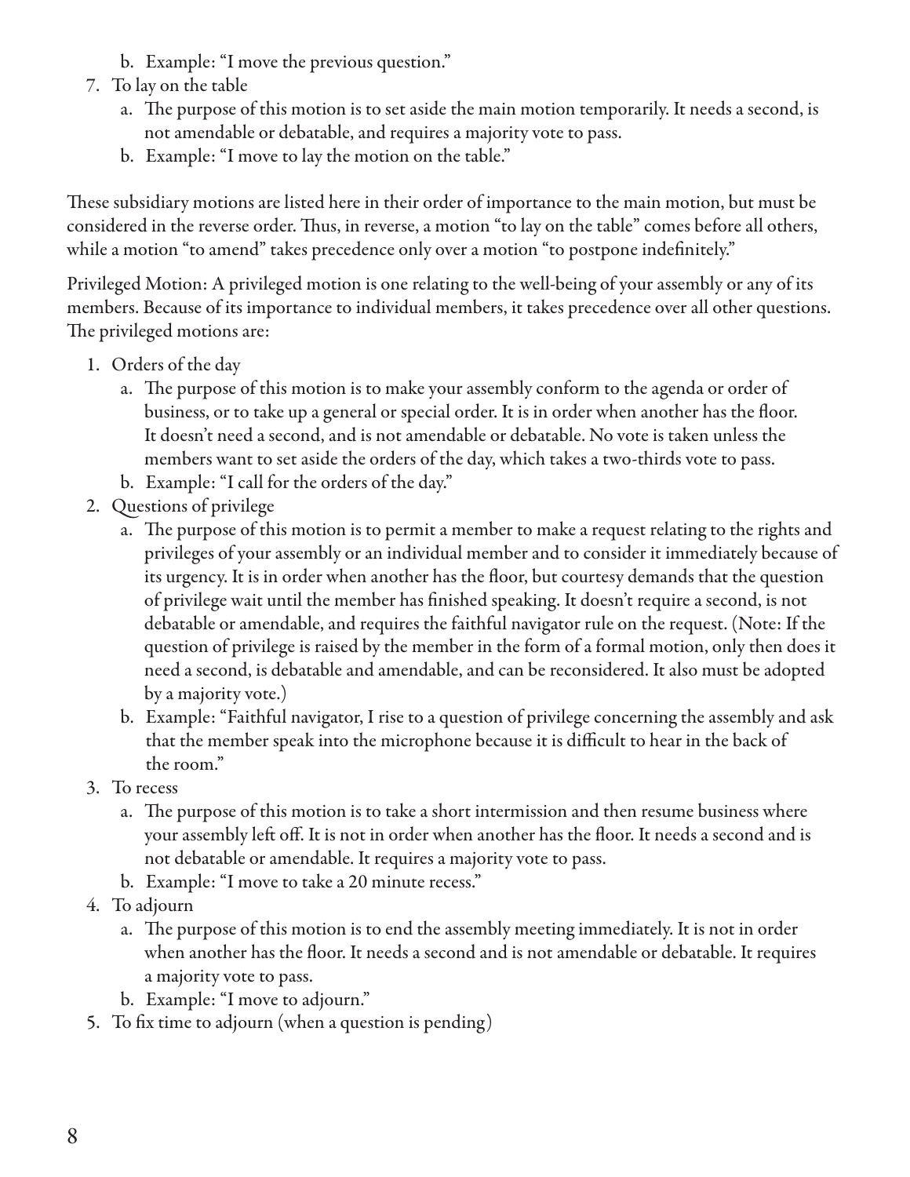b. Example: "I move the previous question."
7. To lay on the table
   a. The purpose of this motion is to set aside the main motion temporarily. It needs a second, is not amendable or debatable, and requires a majority vote to pass.
   b. Example: "I move to lay the motion on the table."

These subsidiary motions are listed here in their order of importance to the main motion, but must be considered in the reverse order. Thus, in reverse, a motion "to lay on the table" comes before all others, while a motion "to amend" takes precedence only over a motion "to postpone indefinitely."

Privileged Motion: A privileged motion is one relating to the well-being of your assembly or any of its members. Because of its importance to individual members, it takes precedence over all other questions. The privileged motions are:

1. Orders of the day
   a. The purpose of this motion is to make your assembly conform to the agenda or order of business, or to take up a general or special order. It is in order when another has the floor. It doesn't need a second, and is not amendable or debatable. No vote is taken unless the members want to set aside the orders of the day, which takes a two-thirds vote to pass.
   b. Example: "I call for the orders of the day."
2. Questions of privilege
   a. The purpose of this motion is to permit a member to make a request relating to the rights and privileges of your assembly or an individual member and to consider it immediately because of its urgency. It is in order when another has the floor, but courtesy demands that the question of privilege wait until the member has finished speaking. It doesn't require a second, is not debatable or amendable, and requires the faithful navigator rule on the request. (Note: If the question of privilege is raised by the member in the form of a formal motion, only then does it need a second, is debatable and amendable, and can be reconsidered. It also must be adopted by a majority vote.)
   b. Example: "Faithful navigator, I rise to a question of privilege concerning the assembly and ask that the member speak into the microphone because it is difficult to hear in the back of the room."
3. To recess
   a. The purpose of this motion is to take a short intermission and then resume business where your assembly left off. It is not in order when another has the floor. It needs a second and is not debatable or amendable. It requires a majority vote to pass.
   b. Example: "I move to take a 20 minute recess."
4. To adjourn
   a. The purpose of this motion is to end the assembly meeting immediately. It is not in order when another has the floor. It needs a second and is not amendable or debatable. It requires a majority vote to pass.
   b. Example: "I move to adjourn."
5. To fix time to adjourn (when a question is pending)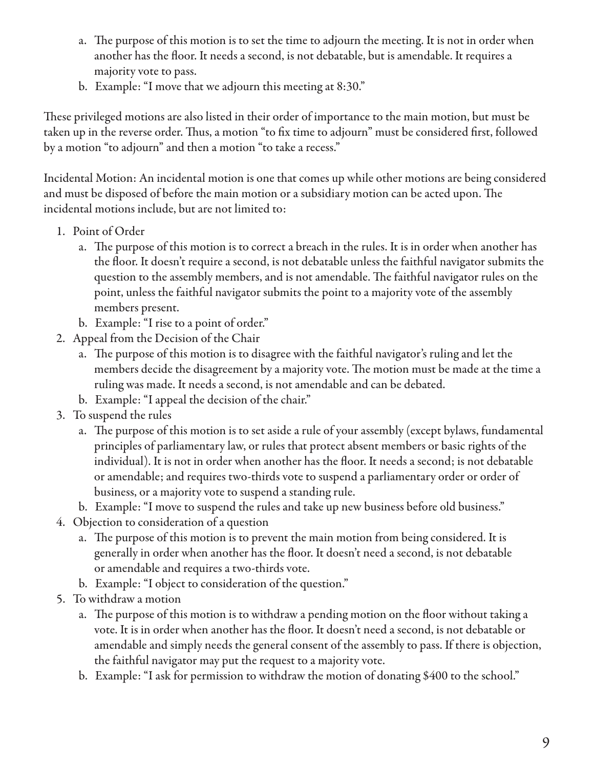a. The purpose of this motion is to set the time to adjourn the meeting. It is not in order when another has the floor. It needs a second, is not debatable, but is amendable. It requires a majority vote to pass.
b. Example: "I move that we adjourn this meeting at 8:30."

These privileged motions are also listed in their order of importance to the main motion, but must be taken up in the reverse order. Thus, a motion "to fix time to adjourn" must be considered first, followed by a motion "to adjourn" and then a motion "to take a recess."

Incidental Motion: An incidental motion is one that comes up while other motions are being considered and must be disposed of before the main motion or a subsidiary motion can be acted upon. The incidental motions include, but are not limited to:

1. Point of Order
   a. The purpose of this motion is to correct a breach in the rules. It is in order when another has the floor. It doesn't require a second, is not debatable unless the faithful navigator submits the question to the assembly members, and is not amendable. The faithful navigator rules on the point, unless the faithful navigator submits the point to a majority vote of the assembly members present.
   b. Example: "I rise to a point of order."
2. Appeal from the Decision of the Chair
   a. The purpose of this motion is to disagree with the faithful navigator's ruling and let the members decide the disagreement by a majority vote. The motion must be made at the time a ruling was made. It needs a second, is not amendable and can be debated.
   b. Example: "I appeal the decision of the chair."
3. To suspend the rules
   a. The purpose of this motion is to set aside a rule of your assembly (except bylaws, fundamental principles of parliamentary law, or rules that protect absent members or basic rights of the individual). It is not in order when another has the floor. It needs a second; is not debatable or amendable; and requires two-thirds vote to suspend a parliamentary order or order of business, or a majority vote to suspend a standing rule.
   b. Example: "I move to suspend the rules and take up new business before old business."
4. Objection to consideration of a question
   a. The purpose of this motion is to prevent the main motion from being considered. It is generally in order when another has the floor. It doesn't need a second, is not debatable or amendable and requires a two-thirds vote.
   b. Example: "I object to consideration of the question."
5. To withdraw a motion
   a. The purpose of this motion is to withdraw a pending motion on the floor without taking a vote. It is in order when another has the floor. It doesn't need a second, is not debatable or amendable and simply needs the general consent of the assembly to pass. If there is objection, the faithful navigator may put the request to a majority vote.
   b. Example: "I ask for permission to withdraw the motion of donating $400 to the school."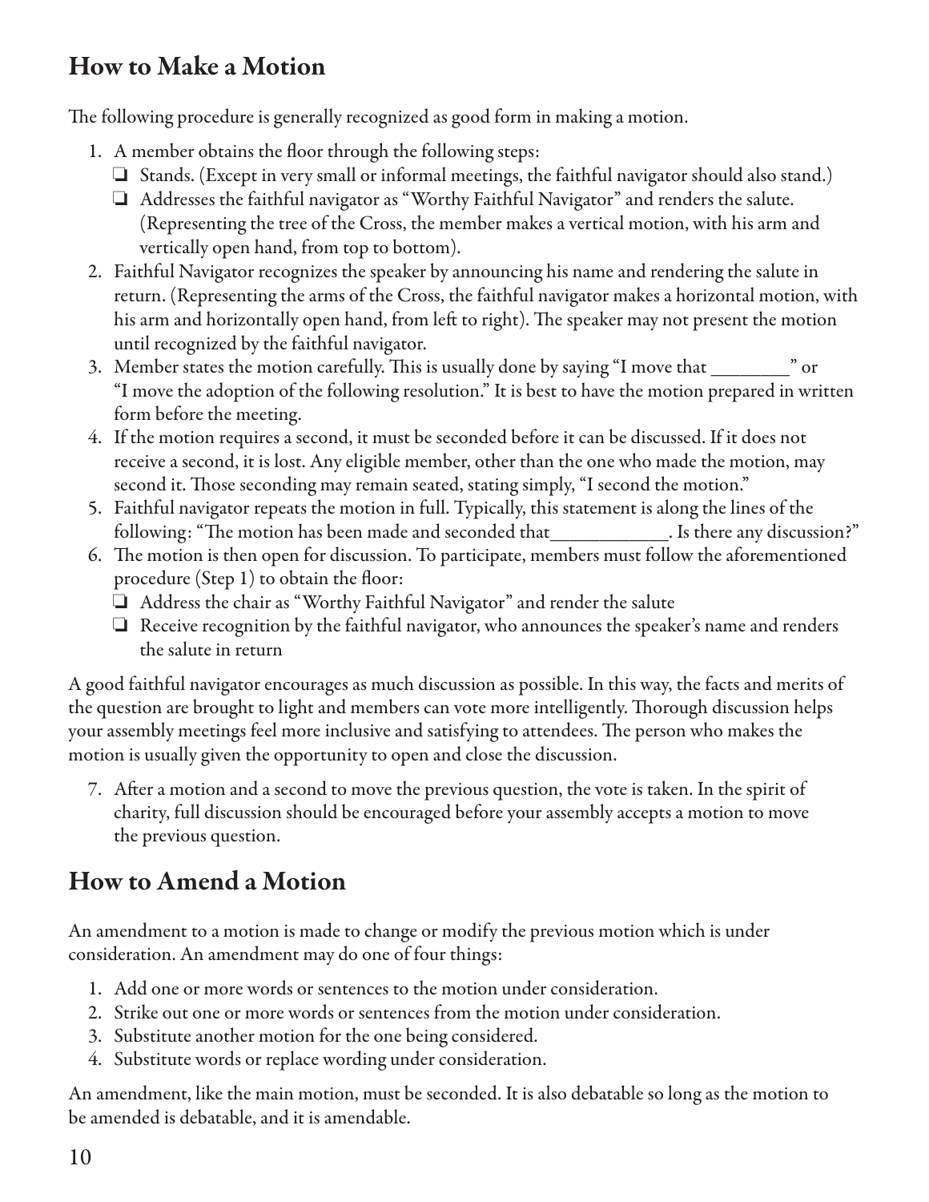## How to Make a Motion

The following procedure is generally recognized as good form in making a motion.

1. A member obtains the floor through the following steps:
   - ❑ Stands. (Except in very small or informal meetings, the faithful navigator should also stand.)
   - ❑ Addresses the faithful navigator as "Worthy Faithful Navigator" and renders the salute. (Representing the tree of the Cross, the member makes a vertical motion, with his arm and vertically open hand, from top to bottom).
2. Faithful Navigator recognizes the speaker by announcing his name and rendering the salute in return. (Representing the arms of the Cross, the faithful navigator makes a horizontal motion, with his arm and horizontally open hand, from left to right). The speaker may not present the motion until recognized by the faithful navigator.
3. Member states the motion carefully. This is usually done by saying "I move that ________" or "I move the adoption of the following resolution." It is best to have the motion prepared in written form before the meeting.
4. If the motion requires a second, it must be seconded before it can be discussed. If it does not receive a second, it is lost. Any eligible member, other than the one who made the motion, may second it. Those seconding may remain seated, stating simply, "I second the motion."
5. Faithful navigator repeats the motion in full. Typically, this statement is along the lines of the following: "The motion has been made and seconded that____________. Is there any discussion?"
6. The motion is then open for discussion. To participate, members must follow the aforementioned procedure (Step 1) to obtain the floor:
   - ❑ Address the chair as "Worthy Faithful Navigator" and render the salute
   - ❑ Receive recognition by the faithful navigator, who announces the speaker's name and renders the salute in return

A good faithful navigator encourages as much discussion as possible. In this way, the facts and merits of the question are brought to light and members can vote more intelligently. Thorough discussion helps your assembly meetings feel more inclusive and satisfying to attendees. The person who makes the motion is usually given the opportunity to open and close the discussion.

7. After a motion and a second to move the previous question, the vote is taken. In the spirit of charity, full discussion should be encouraged before your assembly accepts a motion to move the previous question.

## How to Amend a Motion

An amendment to a motion is made to change or modify the previous motion which is under consideration. An amendment may do one of four things:

1. Add one or more words or sentences to the motion under consideration.
2. Strike out one or more words or sentences from the motion under consideration.
3. Substitute another motion for the one being considered.
4. Substitute words or replace wording under consideration.

An amendment, like the main motion, must be seconded. It is also debatable so long as the motion to be amended is debatable, and it is amendable.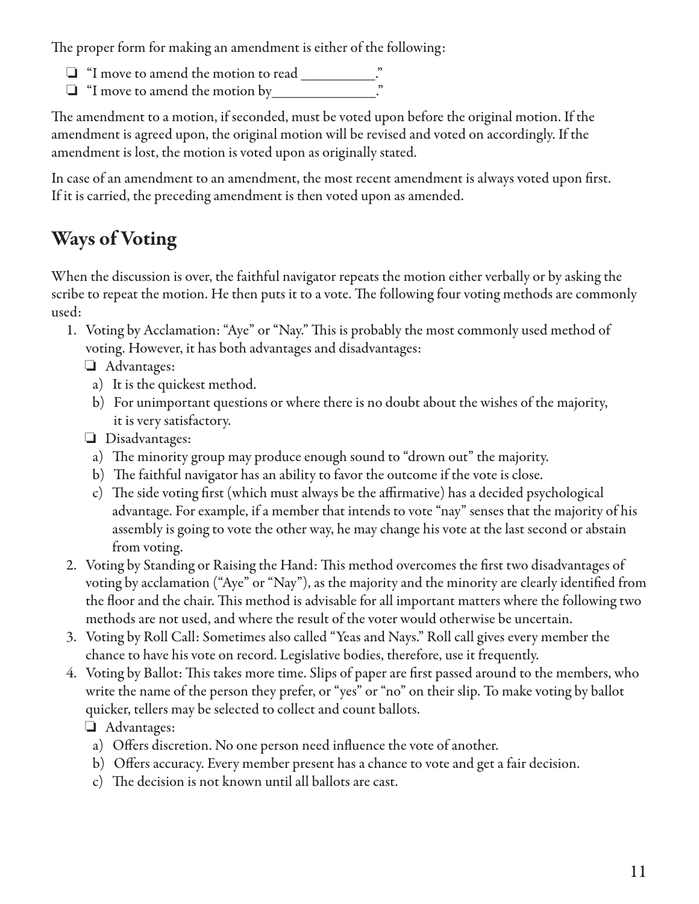The proper form for making an amendment is either of the following:

- "I move to amend the motion to read __________."
- "I move to amend the motion by______________."

The amendment to a motion, if seconded, must be voted upon before the original motion. If the amendment is agreed upon, the original motion will be revised and voted on accordingly. If the amendment is lost, the motion is voted upon as originally stated.

In case of an amendment to an amendment, the most recent amendment is always voted upon first. If it is carried, the preceding amendment is then voted upon as amended.

## Ways of Voting

When the discussion is over, the faithful navigator repeats the motion either verbally or by asking the scribe to repeat the motion. He then puts it to a vote. The following four voting methods are commonly used:

1. Voting by Acclamation: "Aye" or "Nay." This is probably the most commonly used method of voting. However, it has both advantages and disadvantages:
   - Advantages:
     a) It is the quickest method.
     b) For unimportant questions or where there is no doubt about the wishes of the majority, it is very satisfactory.
   - Disadvantages:
     a) The minority group may produce enough sound to "drown out" the majority.
     b) The faithful navigator has an ability to favor the outcome if the vote is close.
     c) The side voting first (which must always be the affirmative) has a decided psychological advantage. For example, if a member that intends to vote "nay" senses that the majority of his assembly is going to vote the other way, he may change his vote at the last second or abstain from voting.
2. Voting by Standing or Raising the Hand: This method overcomes the first two disadvantages of voting by acclamation ("Aye" or "Nay"), as the majority and the minority are clearly identified from the floor and the chair. This method is advisable for all important matters where the following two methods are not used, and where the result of the voter would otherwise be uncertain.
3. Voting by Roll Call: Sometimes also called "Yeas and Nays." Roll call gives every member the chance to have his vote on record. Legislative bodies, therefore, use it frequently.
4. Voting by Ballot: This takes more time. Slips of paper are first passed around to the members, who write the name of the person they prefer, or "yes" or "no" on their slip. To make voting by ballot quicker, tellers may be selected to collect and count ballots.
   - Advantages:
     a) Offers discretion. No one person need influence the vote of another.
     b) Offers accuracy. Every member present has a chance to vote and get a fair decision.
     c) The decision is not known until all ballots are cast.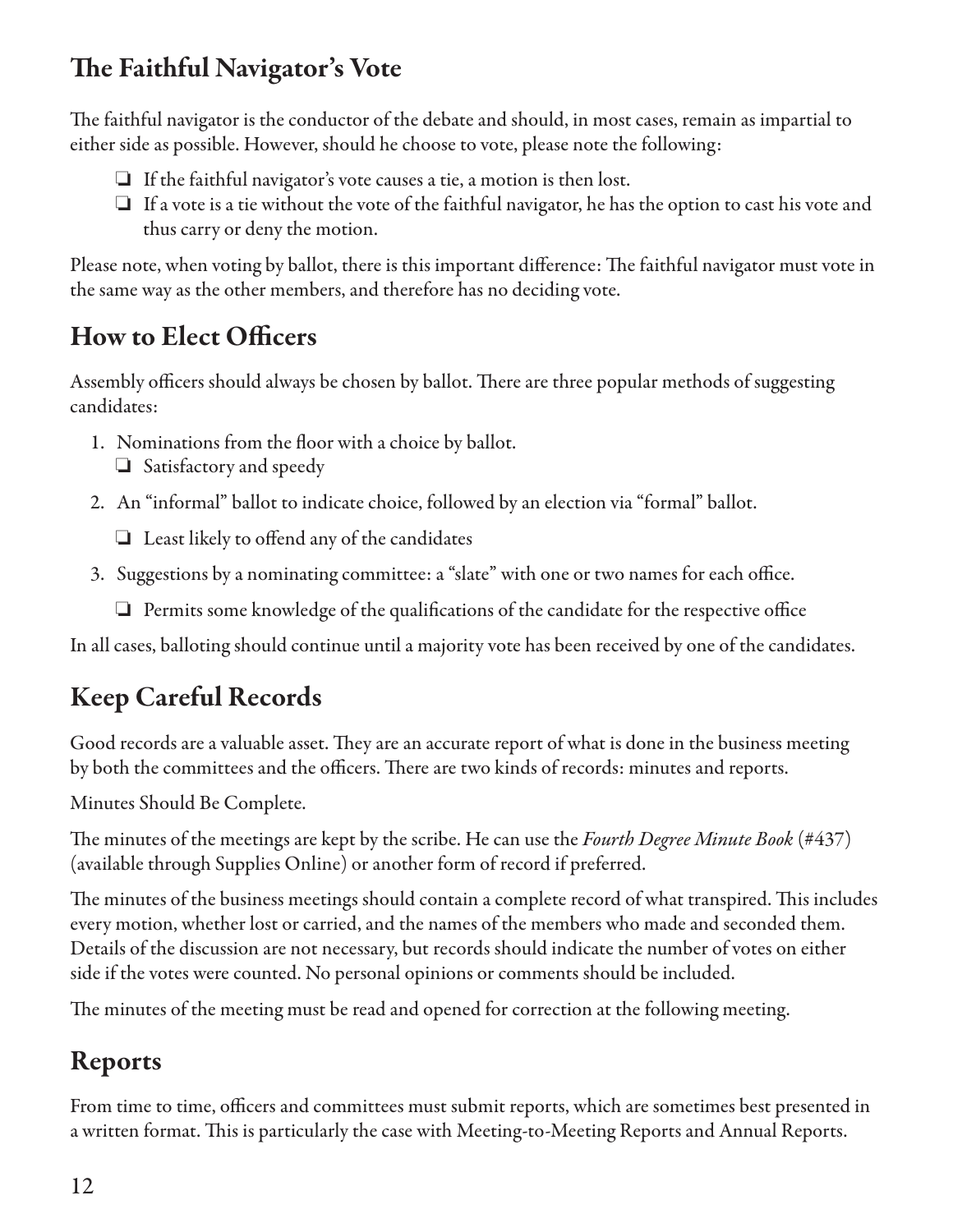## The Faithful Navigator's Vote

The faithful navigator is the conductor of the debate and should, in most cases, remain as impartial to either side as possible. However, should he choose to vote, please note the following:

- If the faithful navigator's vote causes a tie, a motion is then lost.
- If a vote is a tie without the vote of the faithful navigator, he has the option to cast his vote and thus carry or deny the motion.

Please note, when voting by ballot, there is this important difference: The faithful navigator must vote in the same way as the other members, and therefore has no deciding vote.

## How to Elect Officers

Assembly officers should always be chosen by ballot. There are three popular methods of suggesting candidates:

1. Nominations from the floor with a choice by ballot.
   - Satisfactory and speedy
2. An "informal" ballot to indicate choice, followed by an election via "formal" ballot.
   - Least likely to offend any of the candidates
3. Suggestions by a nominating committee: a "slate" with one or two names for each office.
   - Permits some knowledge of the qualifications of the candidate for the respective office

In all cases, balloting should continue until a majority vote has been received by one of the candidates.

## Keep Careful Records

Good records are a valuable asset. They are an accurate report of what is done in the business meeting by both the committees and the officers. There are two kinds of records: minutes and reports.

Minutes Should Be Complete.

The minutes of the meetings are kept by the scribe. He can use the *Fourth Degree Minute Book* (#437) (available through Supplies Online) or another form of record if preferred.

The minutes of the business meetings should contain a complete record of what transpired. This includes every motion, whether lost or carried, and the names of the members who made and seconded them. Details of the discussion are not necessary, but records should indicate the number of votes on either side if the votes were counted. No personal opinions or comments should be included.

The minutes of the meeting must be read and opened for correction at the following meeting.

## Reports

From time to time, officers and committees must submit reports, which are sometimes best presented in a written format. This is particularly the case with Meeting-to-Meeting Reports and Annual Reports.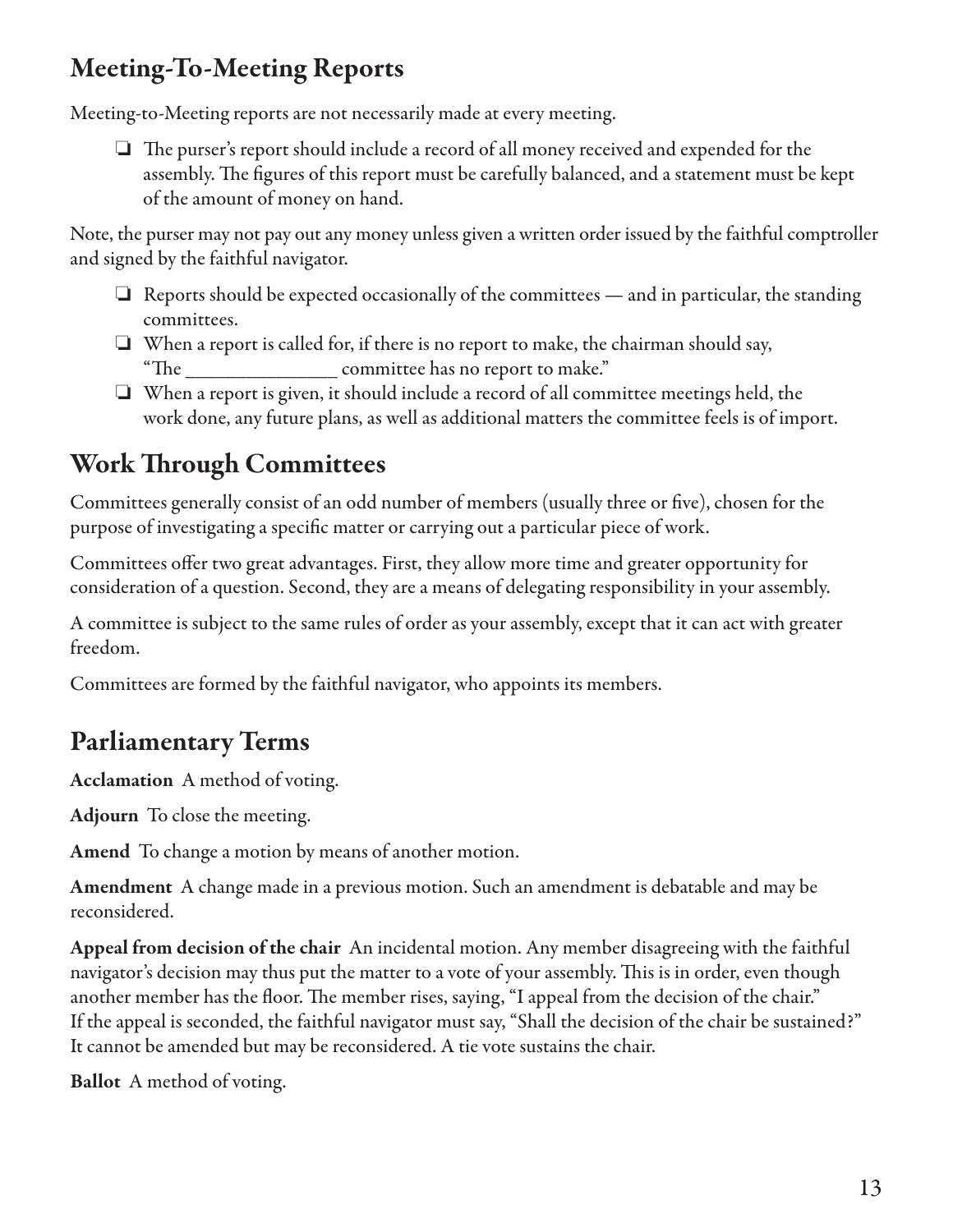## Meeting-To-Meeting Reports

Meeting-to-Meeting reports are not necessarily made at every meeting.

- ❏ The purser's report should include a record of all money received and expended for the assembly. The figures of this report must be carefully balanced, and a statement must be kept of the amount of money on hand.

Note, the purser may not pay out any money unless given a written order issued by the faithful comptroller and signed by the faithful navigator.

- ❏ Reports should be expected occasionally of the committees — and in particular, the standing committees.
- ❏ When a report is called for, if there is no report to make, the chairman should say, "The _______________ committee has no report to make."
- ❏ When a report is given, it should include a record of all committee meetings held, the work done, any future plans, as well as additional matters the committee feels is of import.

## Work Through Committees

Committees generally consist of an odd number of members (usually three or five), chosen for the purpose of investigating a specific matter or carrying out a particular piece of work.

Committees offer two great advantages. First, they allow more time and greater opportunity for consideration of a question. Second, they are a means of delegating responsibility in your assembly.

A committee is subject to the same rules of order as your assembly, except that it can act with greater freedom.

Committees are formed by the faithful navigator, who appoints its members.

## Parliamentary Terms

**Acclamation** A method of voting.

**Adjourn** To close the meeting.

**Amend** To change a motion by means of another motion.

**Amendment** A change made in a previous motion. Such an amendment is debatable and may be reconsidered.

**Appeal from decision of the chair** An incidental motion. Any member disagreeing with the faithful navigator's decision may thus put the matter to a vote of your assembly. This is in order, even though another member has the floor. The member rises, saying, "I appeal from the decision of the chair." If the appeal is seconded, the faithful navigator must say, "Shall the decision of the chair be sustained?" It cannot be amended but may be reconsidered. A tie vote sustains the chair.

**Ballot** A method of voting.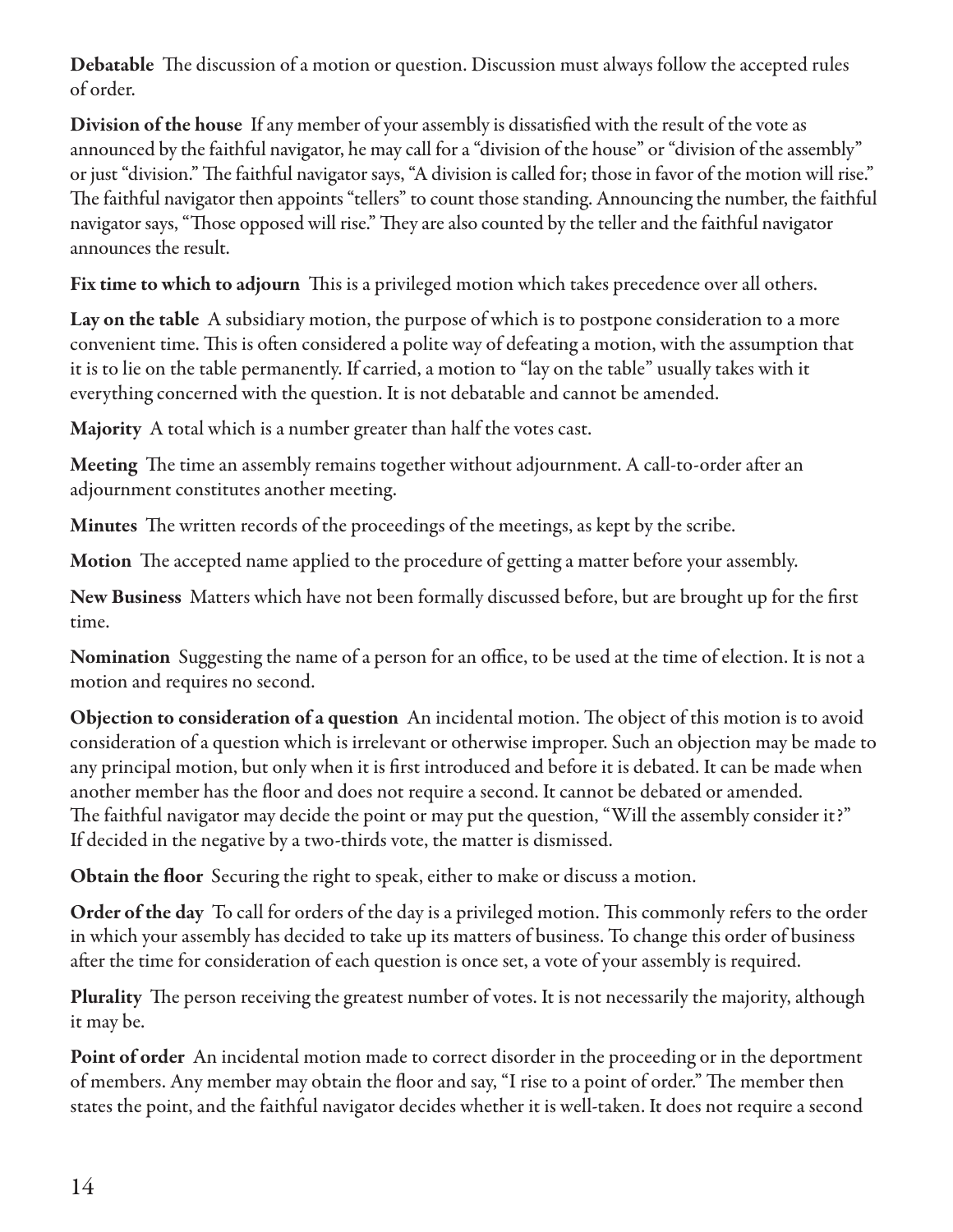**Debatable** The discussion of a motion or question. Discussion must always follow the accepted rules of order.

**Division of the house** If any member of your assembly is dissatisfied with the result of the vote as announced by the faithful navigator, he may call for a "division of the house" or "division of the assembly" or just "division." The faithful navigator says, "A division is called for; those in favor of the motion will rise." The faithful navigator then appoints "tellers" to count those standing. Announcing the number, the faithful navigator says, "Those opposed will rise." They are also counted by the teller and the faithful navigator announces the result.

**Fix time to which to adjourn** This is a privileged motion which takes precedence over all others.

**Lay on the table** A subsidiary motion, the purpose of which is to postpone consideration to a more convenient time. This is often considered a polite way of defeating a motion, with the assumption that it is to lie on the table permanently. If carried, a motion to "lay on the table" usually takes with it everything concerned with the question. It is not debatable and cannot be amended.

**Majority** A total which is a number greater than half the votes cast.

**Meeting** The time an assembly remains together without adjournment. A call-to-order after an adjournment constitutes another meeting.

**Minutes** The written records of the proceedings of the meetings, as kept by the scribe.

**Motion** The accepted name applied to the procedure of getting a matter before your assembly.

**New Business** Matters which have not been formally discussed before, but are brought up for the first time.

**Nomination** Suggesting the name of a person for an office, to be used at the time of election. It is not a motion and requires no second.

**Objection to consideration of a question** An incidental motion. The object of this motion is to avoid consideration of a question which is irrelevant or otherwise improper. Such an objection may be made to any principal motion, but only when it is first introduced and before it is debated. It can be made when another member has the floor and does not require a second. It cannot be debated or amended. The faithful navigator may decide the point or may put the question, "Will the assembly consider it?" If decided in the negative by a two-thirds vote, the matter is dismissed.

**Obtain the floor** Securing the right to speak, either to make or discuss a motion.

**Order of the day** To call for orders of the day is a privileged motion. This commonly refers to the order in which your assembly has decided to take up its matters of business. To change this order of business after the time for consideration of each question is once set, a vote of your assembly is required.

**Plurality** The person receiving the greatest number of votes. It is not necessarily the majority, although it may be.

**Point of order** An incidental motion made to correct disorder in the proceeding or in the deportment of members. Any member may obtain the floor and say, "I rise to a point of order." The member then states the point, and the faithful navigator decides whether it is well-taken. It does not require a second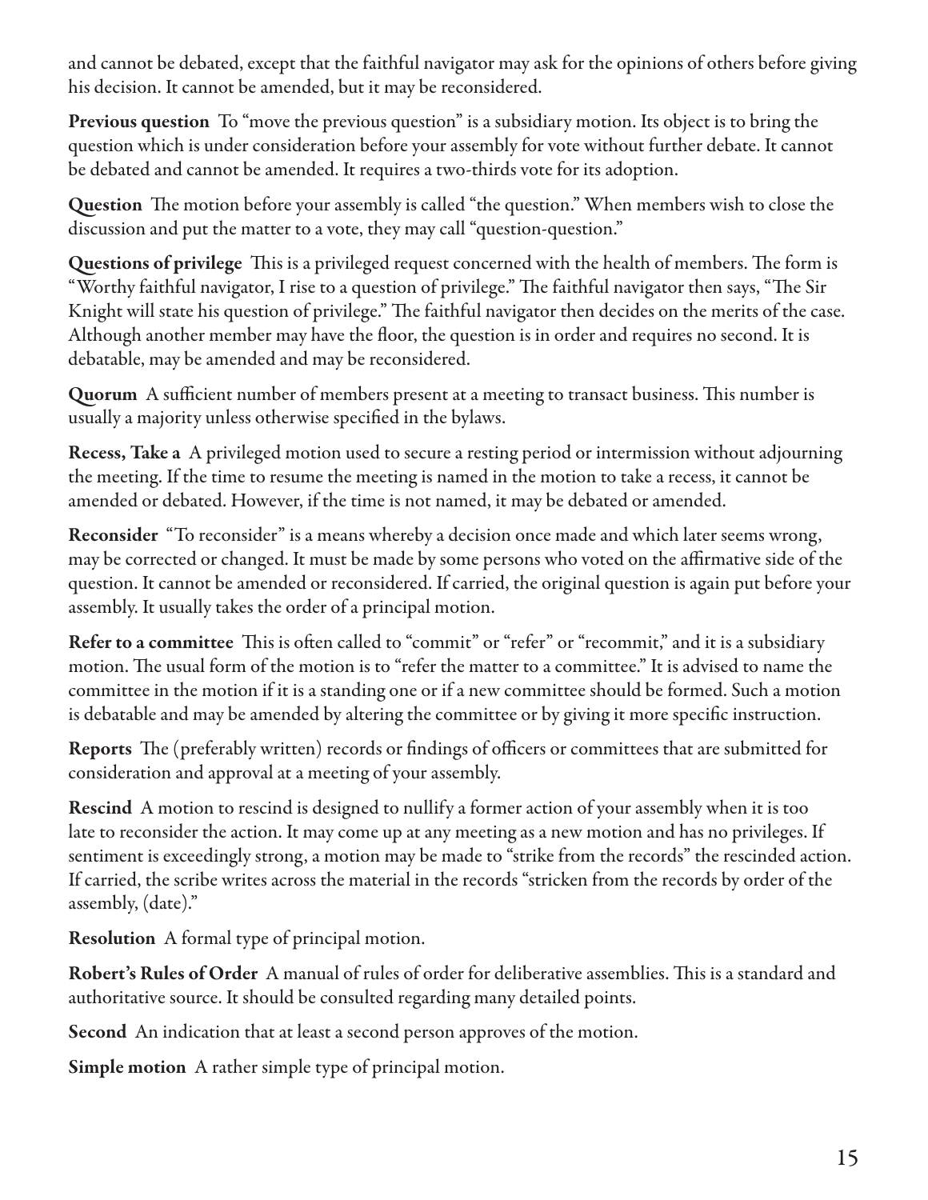and cannot be debated, except that the faithful navigator may ask for the opinions of others before giving his decision. It cannot be amended, but it may be reconsidered.

**Previous question** To "move the previous question" is a subsidiary motion. Its object is to bring the question which is under consideration before your assembly for vote without further debate. It cannot be debated and cannot be amended. It requires a two-thirds vote for its adoption.

**Question** The motion before your assembly is called "the question." When members wish to close the discussion and put the matter to a vote, they may call "question-question."

**Questions of privilege** This is a privileged request concerned with the health of members. The form is "Worthy faithful navigator, I rise to a question of privilege." The faithful navigator then says, "The Sir Knight will state his question of privilege." The faithful navigator then decides on the merits of the case. Although another member may have the floor, the question is in order and requires no second. It is debatable, may be amended and may be reconsidered.

**Quorum** A sufficient number of members present at a meeting to transact business. This number is usually a majority unless otherwise specified in the bylaws.

**Recess, Take a** A privileged motion used to secure a resting period or intermission without adjourning the meeting. If the time to resume the meeting is named in the motion to take a recess, it cannot be amended or debated. However, if the time is not named, it may be debated or amended.

**Reconsider** "To reconsider" is a means whereby a decision once made and which later seems wrong, may be corrected or changed. It must be made by some persons who voted on the affirmative side of the question. It cannot be amended or reconsidered. If carried, the original question is again put before your assembly. It usually takes the order of a principal motion.

**Refer to a committee** This is often called to "commit" or "refer" or "recommit," and it is a subsidiary motion. The usual form of the motion is to "refer the matter to a committee." It is advised to name the committee in the motion if it is a standing one or if a new committee should be formed. Such a motion is debatable and may be amended by altering the committee or by giving it more specific instruction.

**Reports** The (preferably written) records or findings of officers or committees that are submitted for consideration and approval at a meeting of your assembly.

**Rescind** A motion to rescind is designed to nullify a former action of your assembly when it is too late to reconsider the action. It may come up at any meeting as a new motion and has no privileges. If sentiment is exceedingly strong, a motion may be made to "strike from the records" the rescinded action. If carried, the scribe writes across the material in the records "stricken from the records by order of the assembly, (date)."

**Resolution** A formal type of principal motion.

**Robert's Rules of Order** A manual of rules of order for deliberative assemblies. This is a standard and authoritative source. It should be consulted regarding many detailed points.

**Second** An indication that at least a second person approves of the motion.

**Simple motion** A rather simple type of principal motion.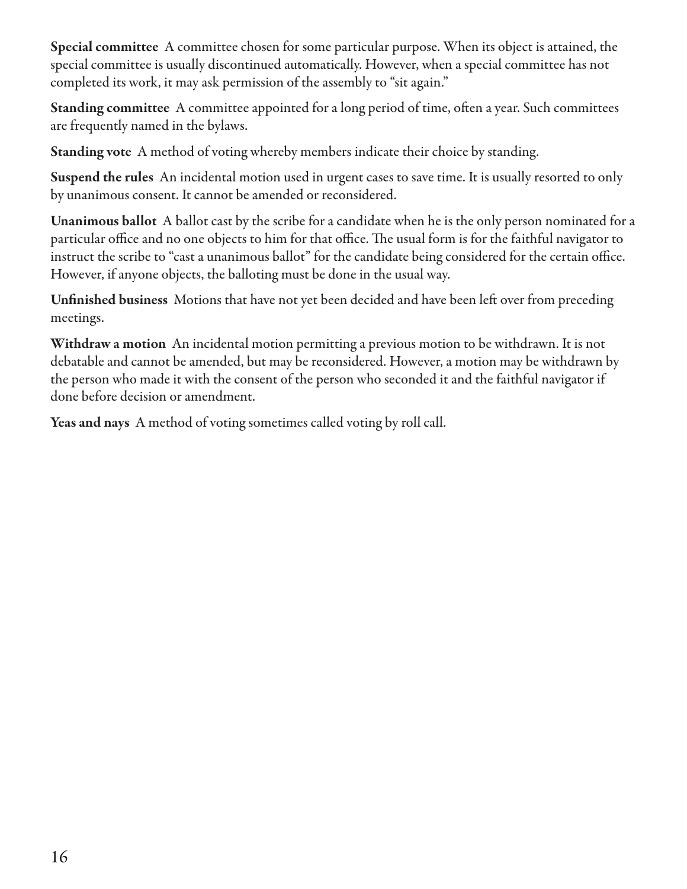**Special committee** A committee chosen for some particular purpose. When its object is attained, the special committee is usually discontinued automatically. However, when a special committee has not completed its work, it may ask permission of the assembly to "sit again."

**Standing committee** A committee appointed for a long period of time, often a year. Such committees are frequently named in the bylaws.

**Standing vote** A method of voting whereby members indicate their choice by standing.

**Suspend the rules** An incidental motion used in urgent cases to save time. It is usually resorted to only by unanimous consent. It cannot be amended or reconsidered.

**Unanimous ballot** A ballot cast by the scribe for a candidate when he is the only person nominated for a particular office and no one objects to him for that office. The usual form is for the faithful navigator to instruct the scribe to "cast a unanimous ballot" for the candidate being considered for the certain office. However, if anyone objects, the balloting must be done in the usual way.

**Unfinished business** Motions that have not yet been decided and have been left over from preceding meetings.

**Withdraw a motion** An incidental motion permitting a previous motion to be withdrawn. It is not debatable and cannot be amended, but may be reconsidered. However, a motion may be withdrawn by the person who made it with the consent of the person who seconded it and the faithful navigator if done before decision or amendment.

**Yeas and nays** A method of voting sometimes called voting by roll call.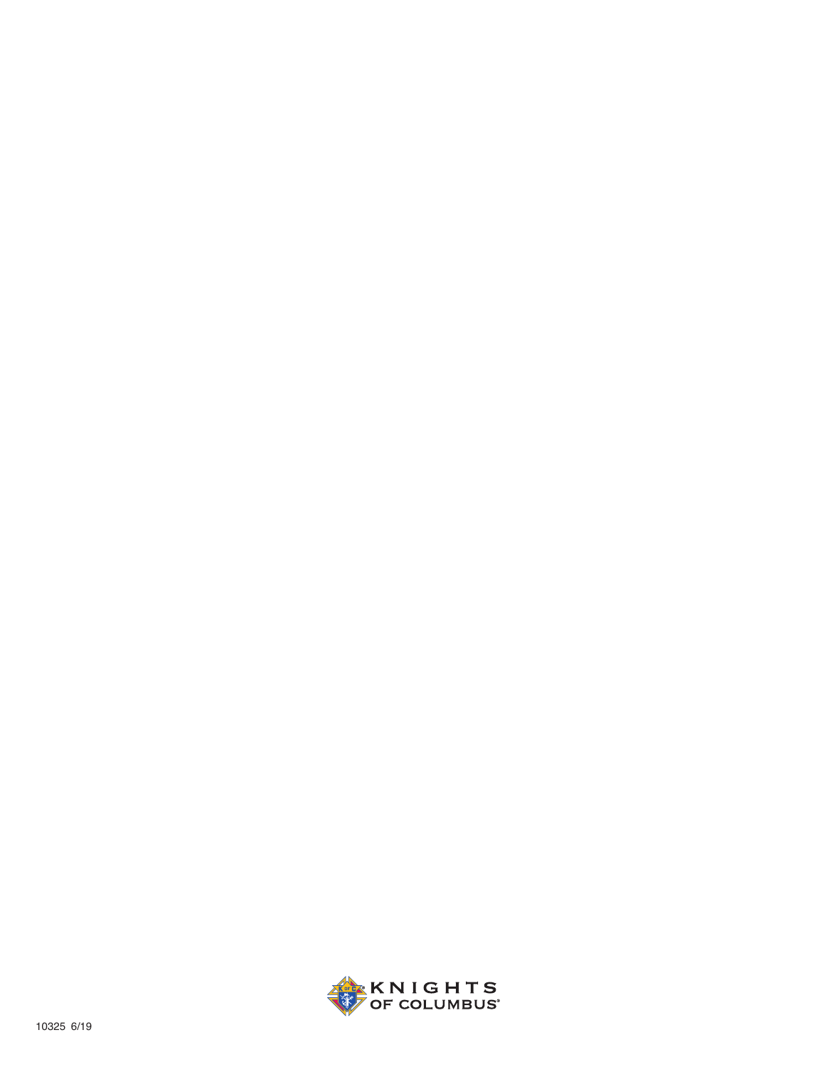KNIGHTS OF COLUMBUS®

10325 6/19